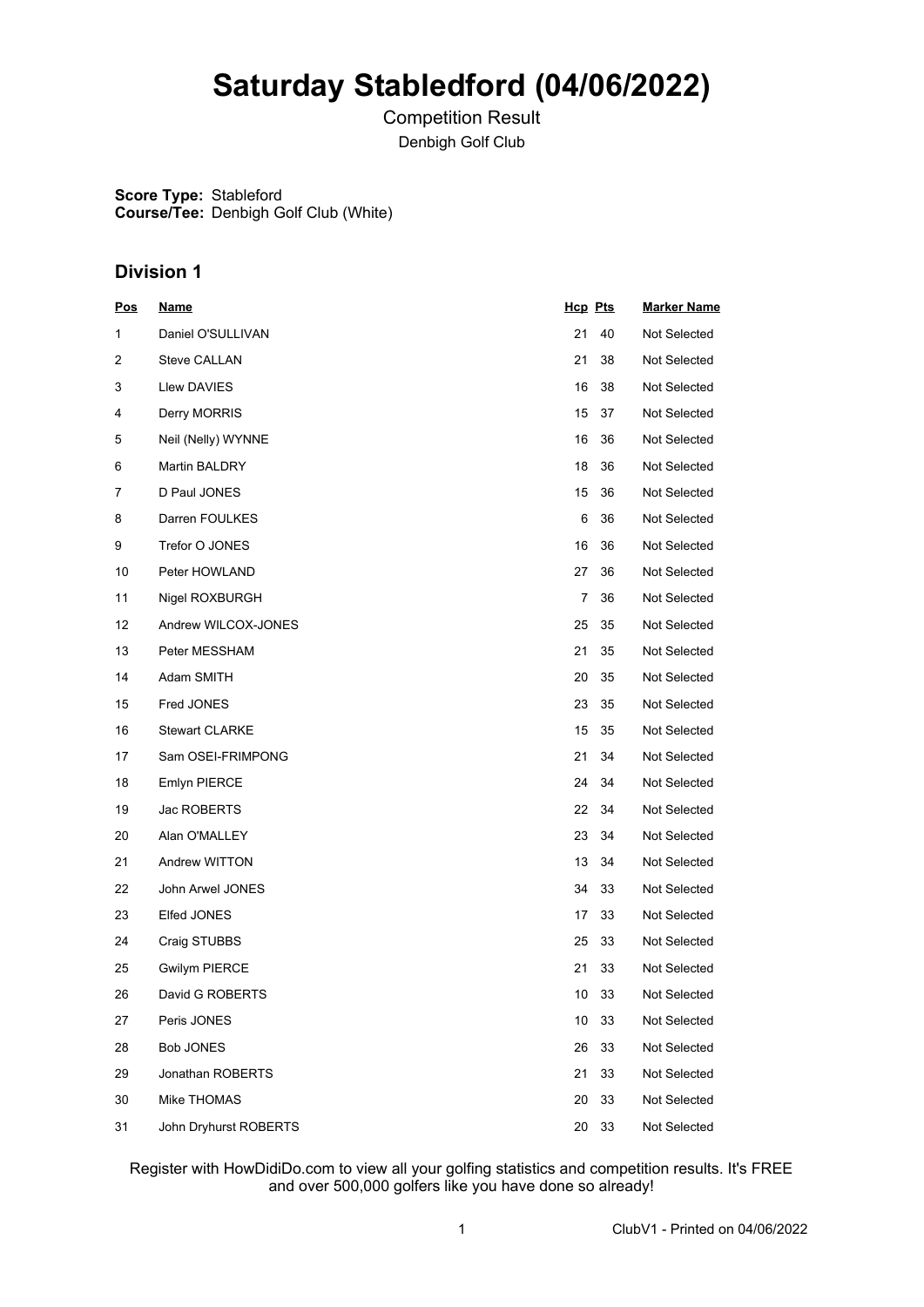# Saturday Stabledford (04/06/2022)

Competition Result

Denbigh Golf Club

**Score Type:** Stableford
**Course/Tee:** Denbigh Golf Club (White)

## Division 1

| Pos | Name | Hcp | Pts | Marker Name |
|---|---|---|---|---|
| 1 | Daniel O'SULLIVAN | 21 | 40 | Not Selected |
| 2 | Steve CALLAN | 21 | 38 | Not Selected |
| 3 | Llew DAVIES | 16 | 38 | Not Selected |
| 4 | Derry MORRIS | 15 | 37 | Not Selected |
| 5 | Neil (Nelly) WYNNE | 16 | 36 | Not Selected |
| 6 | Martin BALDRY | 18 | 36 | Not Selected |
| 7 | D Paul JONES | 15 | 36 | Not Selected |
| 8 | Darren FOULKES | 6 | 36 | Not Selected |
| 9 | Trefor O JONES | 16 | 36 | Not Selected |
| 10 | Peter HOWLAND | 27 | 36 | Not Selected |
| 11 | Nigel ROXBURGH | 7 | 36 | Not Selected |
| 12 | Andrew WILCOX-JONES | 25 | 35 | Not Selected |
| 13 | Peter MESSHAM | 21 | 35 | Not Selected |
| 14 | Adam SMITH | 20 | 35 | Not Selected |
| 15 | Fred JONES | 23 | 35 | Not Selected |
| 16 | Stewart CLARKE | 15 | 35 | Not Selected |
| 17 | Sam OSEI-FRIMPONG | 21 | 34 | Not Selected |
| 18 | Emlyn PIERCE | 24 | 34 | Not Selected |
| 19 | Jac ROBERTS | 22 | 34 | Not Selected |
| 20 | Alan O'MALLEY | 23 | 34 | Not Selected |
| 21 | Andrew WITTON | 13 | 34 | Not Selected |
| 22 | John Arwel JONES | 34 | 33 | Not Selected |
| 23 | Elfed JONES | 17 | 33 | Not Selected |
| 24 | Craig STUBBS | 25 | 33 | Not Selected |
| 25 | Gwilym PIERCE | 21 | 33 | Not Selected |
| 26 | David G ROBERTS | 10 | 33 | Not Selected |
| 27 | Peris JONES | 10 | 33 | Not Selected |
| 28 | Bob JONES | 26 | 33 | Not Selected |
| 29 | Jonathan ROBERTS | 21 | 33 | Not Selected |
| 30 | Mike THOMAS | 20 | 33 | Not Selected |
| 31 | John Dryhurst ROBERTS | 20 | 33 | Not Selected |

Register with HowDidiDo.com to view all your golfing statistics and competition results. It's FREE and over 500,000 golfers like you have done so already!

ClubV1 - Printed on 04/06/2022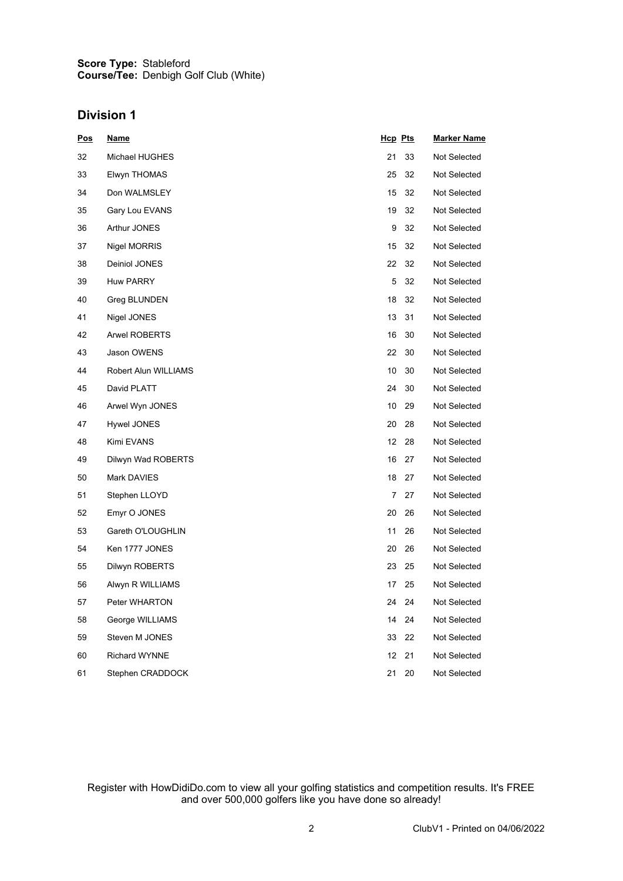**Score Type:** Stableford
**Course/Tee:** Denbigh Golf Club (White)

## Division 1

| Pos | Name | Hcp | Pts | Marker Name |
|---|---|---|---|---|
| 32 | Michael HUGHES | 21 | 33 | Not Selected |
| 33 | Elwyn THOMAS | 25 | 32 | Not Selected |
| 34 | Don WALMSLEY | 15 | 32 | Not Selected |
| 35 | Gary Lou EVANS | 19 | 32 | Not Selected |
| 36 | Arthur JONES | 9 | 32 | Not Selected |
| 37 | Nigel MORRIS | 15 | 32 | Not Selected |
| 38 | Deiniol JONES | 22 | 32 | Not Selected |
| 39 | Huw PARRY | 5 | 32 | Not Selected |
| 40 | Greg BLUNDEN | 18 | 32 | Not Selected |
| 41 | Nigel JONES | 13 | 31 | Not Selected |
| 42 | Arwel ROBERTS | 16 | 30 | Not Selected |
| 43 | Jason OWENS | 22 | 30 | Not Selected |
| 44 | Robert Alun WILLIAMS | 10 | 30 | Not Selected |
| 45 | David PLATT | 24 | 30 | Not Selected |
| 46 | Arwel Wyn JONES | 10 | 29 | Not Selected |
| 47 | Hywel JONES | 20 | 28 | Not Selected |
| 48 | Kimi EVANS | 12 | 28 | Not Selected |
| 49 | Dilwyn Wad ROBERTS | 16 | 27 | Not Selected |
| 50 | Mark DAVIES | 18 | 27 | Not Selected |
| 51 | Stephen LLOYD | 7 | 27 | Not Selected |
| 52 | Emyr O JONES | 20 | 26 | Not Selected |
| 53 | Gareth O'LOUGHLIN | 11 | 26 | Not Selected |
| 54 | Ken 1777 JONES | 20 | 26 | Not Selected |
| 55 | Dilwyn ROBERTS | 23 | 25 | Not Selected |
| 56 | Alwyn R WILLIAMS | 17 | 25 | Not Selected |
| 57 | Peter WHARTON | 24 | 24 | Not Selected |
| 58 | George WILLIAMS | 14 | 24 | Not Selected |
| 59 | Steven M JONES | 33 | 22 | Not Selected |
| 60 | Richard WYNNE | 12 | 21 | Not Selected |
| 61 | Stephen CRADDOCK | 21 | 20 | Not Selected |

Register with HowDidiDo.com to view all your golfing statistics and competition results. It's FREE and over 500,000 golfers like you have done so already!

ClubV1 - Printed on 04/06/2022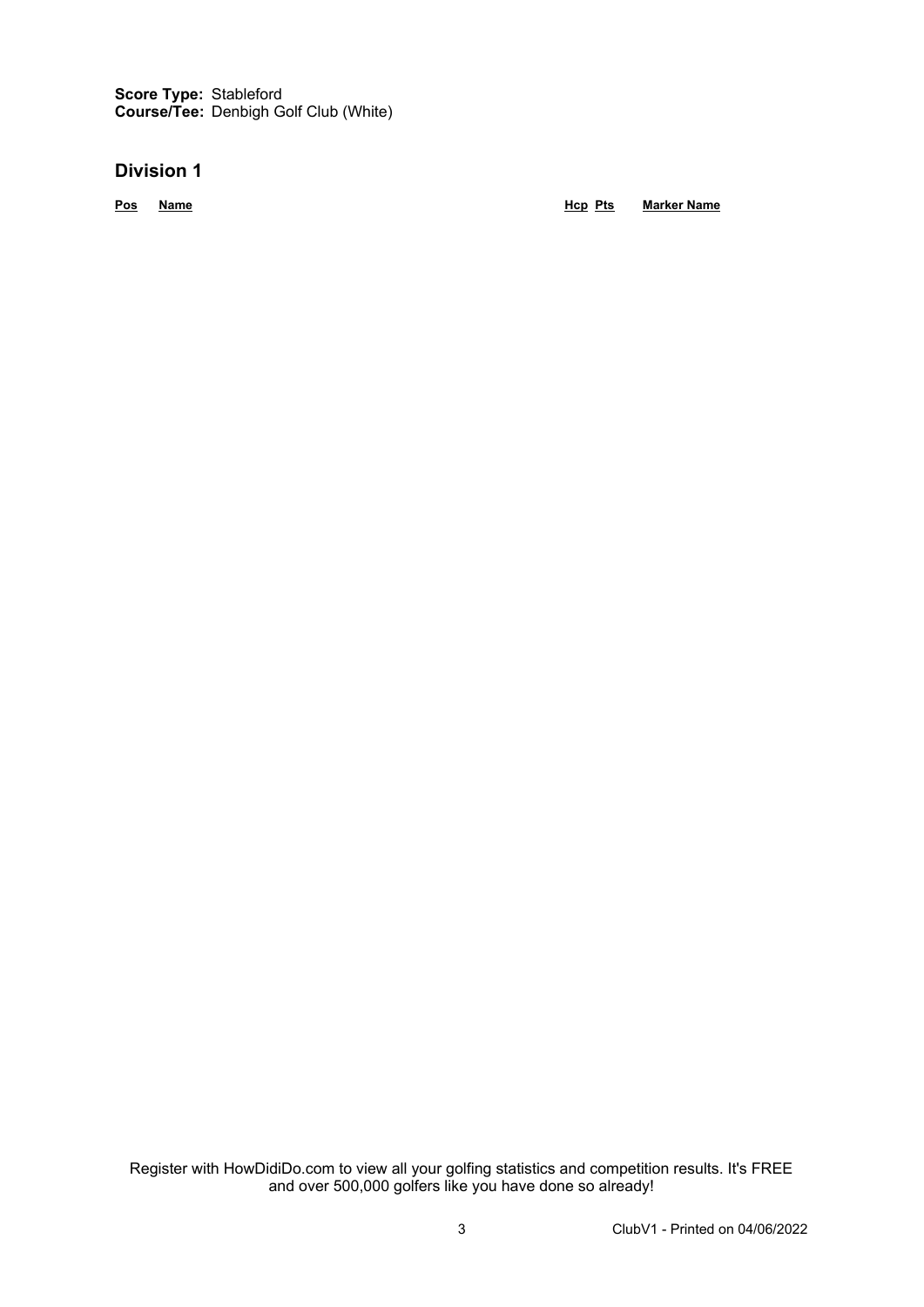**Score Type:** Stableford
**Course/Tee:** Denbigh Golf Club (White)

## Division 1

| Pos | Name | Hcp | Pts | Marker Name |
|---|---|---|---|---|

Register with HowDidiDo.com to view all your golfing statistics and competition results. It's FREE and over 500,000 golfers like you have done so already!

ClubV1 - Printed on 04/06/2022